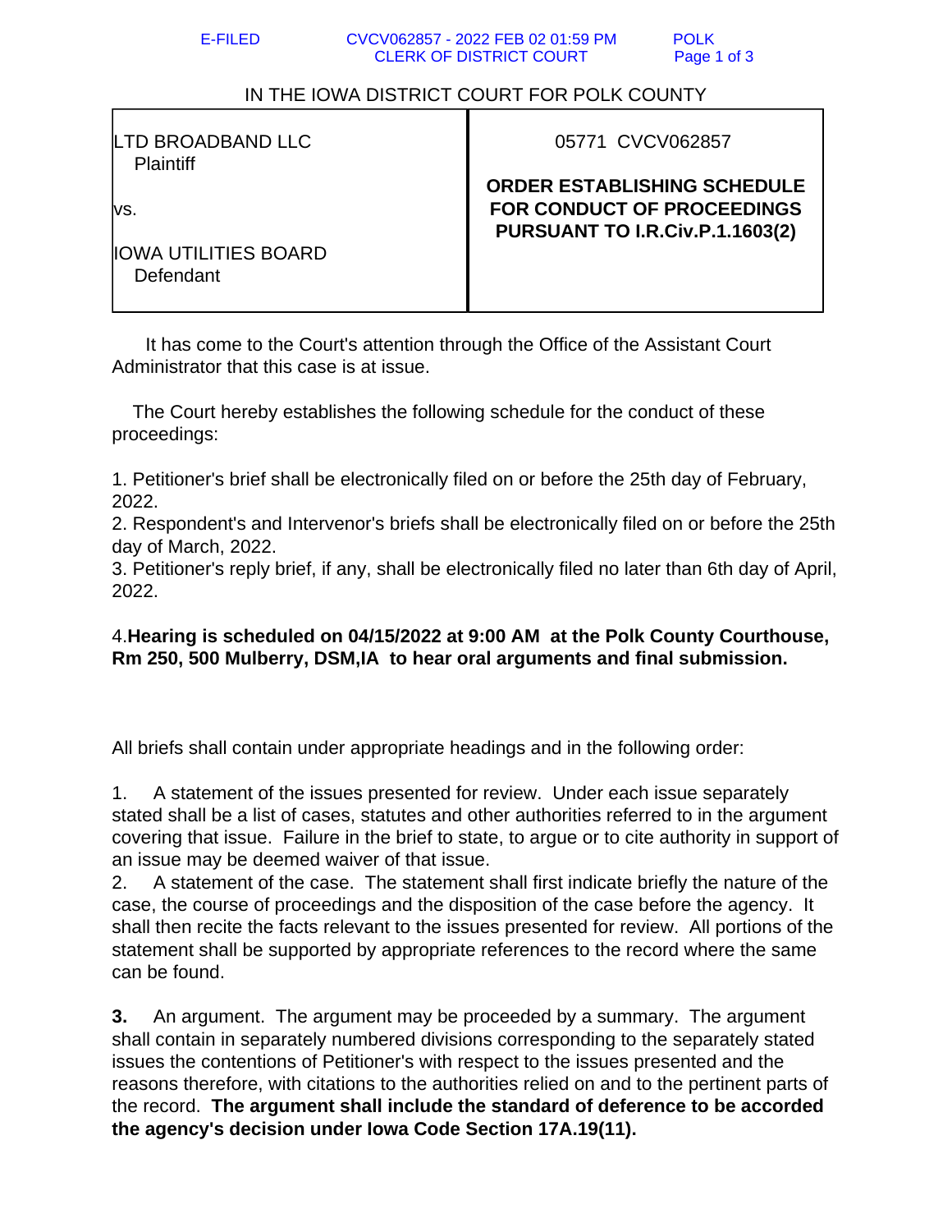IN THE IOWA DISTRICT COURT FOR POLK COUNTY

| LTD BROADBAND LLC<br>Plaintiff<br><br>vs.<br><br>IOWA UTILITIES BOARD<br>Defendant | 05771 CVCV062857<br><br>**ORDER ESTABLISHING SCHEDULE FOR CONDUCT OF PROCEEDINGS PURSUANT TO I.R.Civ.P.1.1603(2)** |
|---|---|

It has come to the Court's attention through the Office of the Assistant Court Administrator that this case is at issue.

The Court hereby establishes the following schedule for the conduct of these proceedings:

1. Petitioner's brief shall be electronically filed on or before the 25th day of February, 2022.
2. Respondent's and Intervenor's briefs shall be electronically filed on or before the 25th day of March, 2022.
3. Petitioner's reply brief, if any, shall be electronically filed no later than 6th day of April, 2022.

4.**Hearing is scheduled on 04/15/2022 at 9:00 AM at the Polk County Courthouse, Rm 250, 500 Mulberry, DSM,IA to hear oral arguments and final submission.**

All briefs shall contain under appropriate headings and in the following order:

1. A statement of the issues presented for review. Under each issue separately stated shall be a list of cases, statutes and other authorities referred to in the argument covering that issue. Failure in the brief to state, to argue or to cite authority in support of an issue may be deemed waiver of that issue.
2. A statement of the case. The statement shall first indicate briefly the nature of the case, the course of proceedings and the disposition of the case before the agency. It shall then recite the facts relevant to the issues presented for review. All portions of the statement shall be supported by appropriate references to the record where the same can be found.

**3.** An argument. The argument may be proceeded by a summary. The argument shall contain in separately numbered divisions corresponding to the separately stated issues the contentions of Petitioner's with respect to the issues presented and the reasons therefore, with citations to the authorities relied on and to the pertinent parts of the record. **The argument shall include the standard of deference to be accorded the agency's decision under Iowa Code Section 17A.19(11).**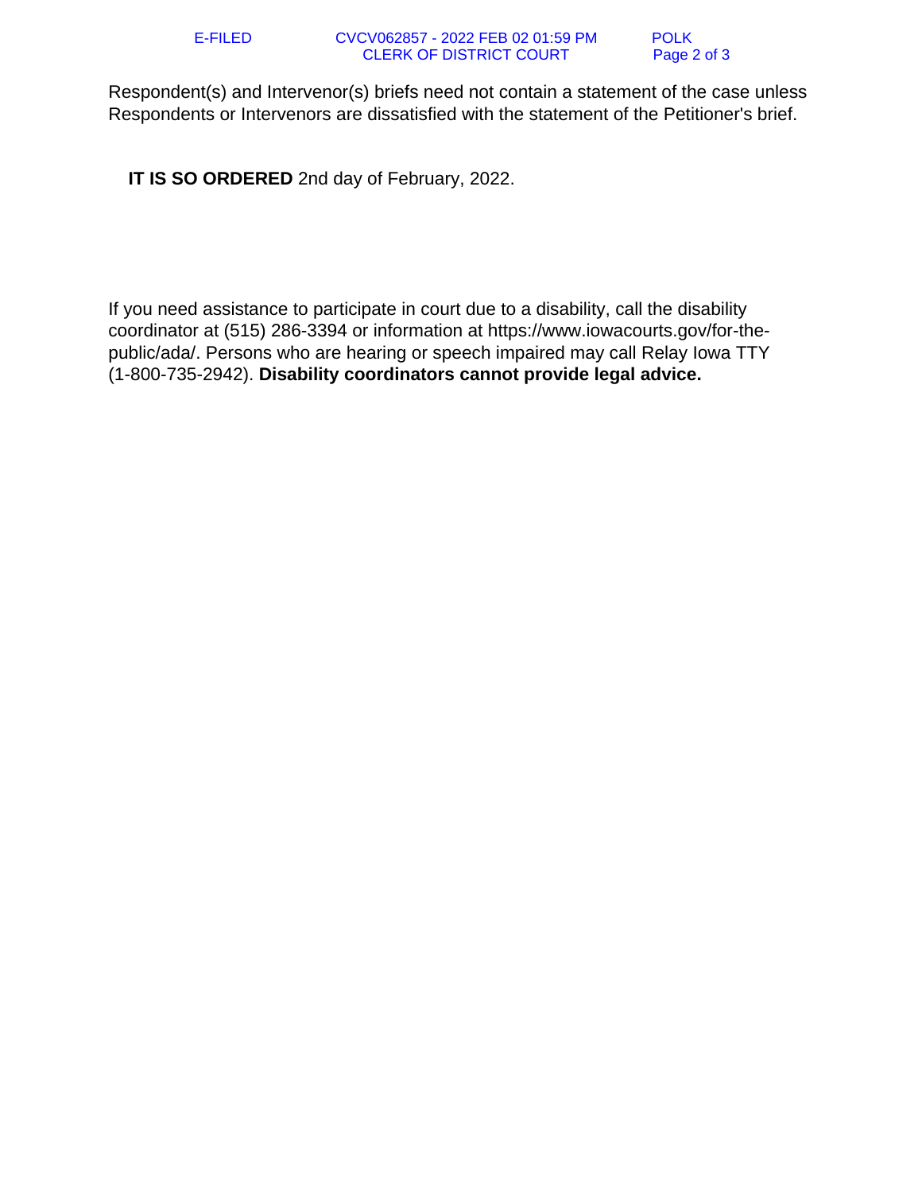Respondent(s) and Intervenor(s) briefs need not contain a statement of the case unless Respondents or Intervenors are dissatisfied with the statement of the Petitioner's brief.

**IT IS SO ORDERED** 2nd day of February, 2022.

If you need assistance to participate in court due to a disability, call the disability coordinator at (515) 286-3394 or information at https://www.iowacourts.gov/for-the-public/ada/. Persons who are hearing or speech impaired may call Relay Iowa TTY (1-800-735-2942). **Disability coordinators cannot provide legal advice.**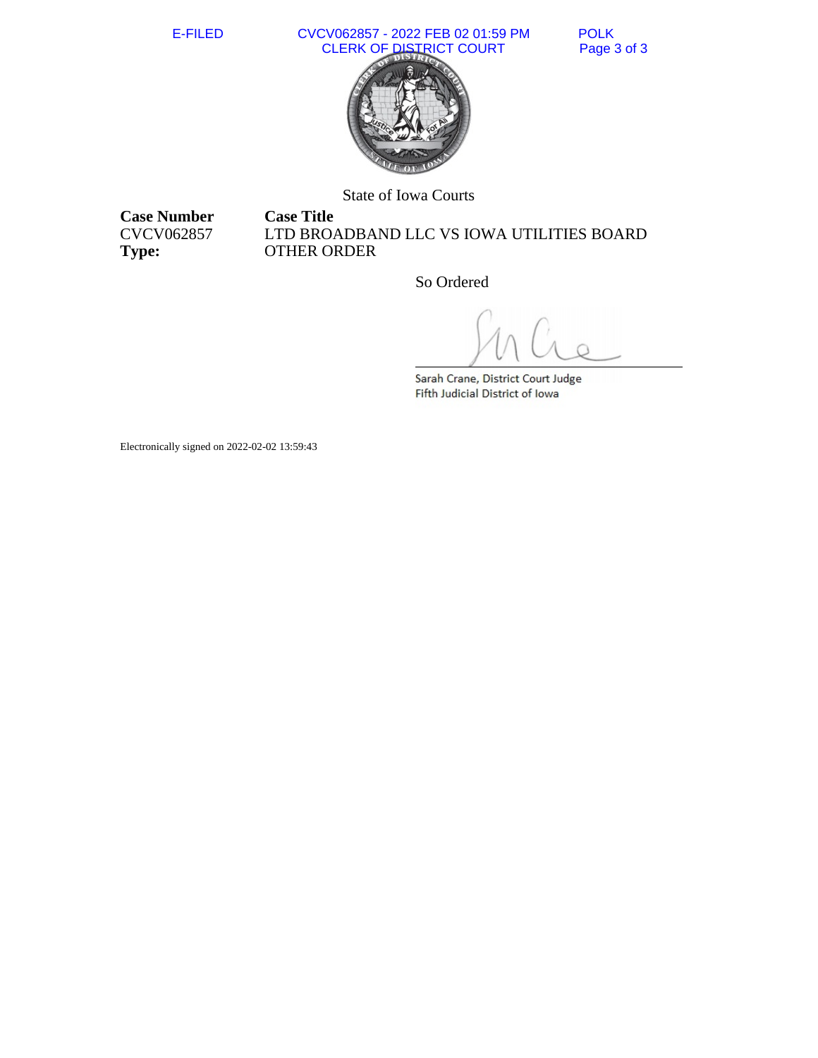State of Iowa Courts

| | |
|---|---|
| **Case Number** | **Case Title** |
| CVCV062857 | LTD BROADBAND LLC VS IOWA UTILITIES BOARD |
| **Type:** | OTHER ORDER |

So Ordered

Sarah Crane, District Court Judge
Fifth Judicial District of Iowa

Electronically signed on 2022-02-02 13:59:43